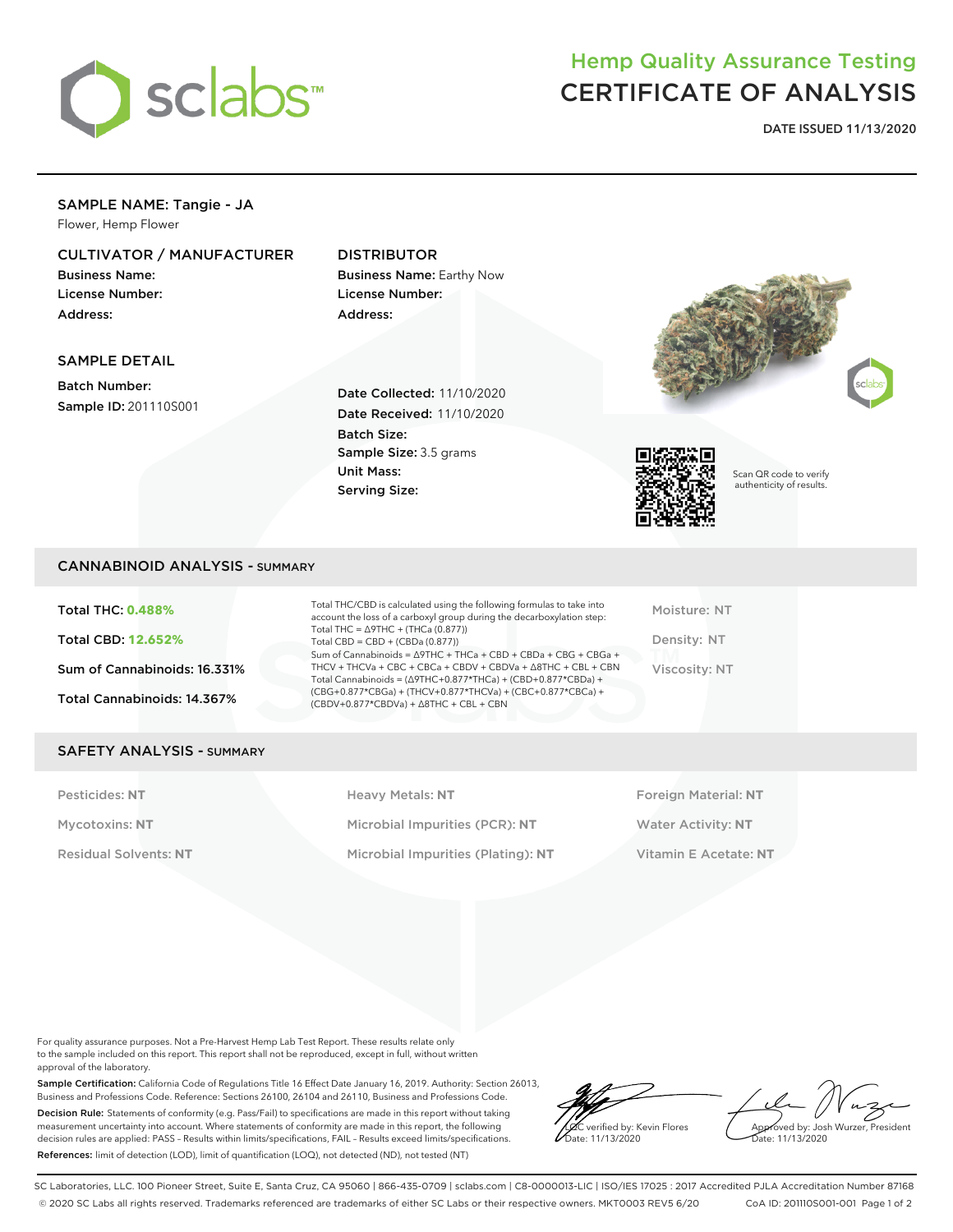# Hemp Quality Assurance Testing
# CERTIFICATE OF ANALYSIS

**DATE ISSUED 11/13/2020**

## SAMPLE NAME: Tangie - JA

Flower, Hemp Flower

### CULTIVATOR / MANUFACTURER

**Business Name:**
**License Number:**
**Address:**

### DISTRIBUTOR

**Business Name:** Earthy Now
**License Number:**
**Address:**

### SAMPLE DETAIL

**Batch Number:**
**Sample ID:** 201110S001

**Date Collected:** 11/10/2020
**Date Received:** 11/10/2020
**Batch Size:**
**Sample Size:** 3.5 grams
**Unit Mass:**
**Serving Size:**

Scan QR code to verify authenticity of results.

## CANNABINOID ANALYSIS - SUMMARY

Total THC: **0.488%**

Total CBD: **12.652%**

Sum of Cannabinoids: 16.331%

Total Cannabinoids: 14.367%

Total THC/CBD is calculated using the following formulas to take into account the loss of a carboxyl group during the decarboxylation step:
Total THC = Δ9THC + (THCa (0.877))
Total CBD = CBD + (CBDa (0.877))
Sum of Cannabinoids = Δ9THC + THCa + CBD + CBDa + CBG + CBGa + THCV + THCVa + CBC + CBCa + CBDV + CBDVa + Δ8THC + CBL + CBN
Total Cannabinoids = (Δ9THC+0.877*THCa) + (CBD+0.877*CBDa) + (CBG+0.877*CBGa) + (THCV+0.877*THCVa) + (CBC+0.877*CBCa) + (CBDV+0.877*CBDVa) + Δ8THC + CBL + CBN

Moisture: NT

Density: NT

Viscosity: NT

## SAFETY ANALYSIS - SUMMARY

Pesticides: **NT**

Mycotoxins: **NT**

Residual Solvents: **NT**

Heavy Metals: **NT**

Microbial Impurities (PCR): **NT**

Microbial Impurities (Plating): **NT**

Foreign Material: **NT**

Water Activity: **NT**

Vitamin E Acetate: **NT**

For quality assurance purposes. Not a Pre-Harvest Hemp Lab Test Report. These results relate only to the sample included on this report. This report shall not be reproduced, except in full, without written approval of the laboratory.

**Sample Certification:** California Code of Regulations Title 16 Effect Date January 16, 2019. Authority: Section 26013, Business and Professions Code. Reference: Sections 26100, 26104 and 26110, Business and Professions Code.

**Decision Rule:** Statements of conformity (e.g. Pass/Fail) to specifications are made in this report without taking measurement uncertainty into account. Where statements of conformity are made in this report, the following decision rules are applied: PASS - Results within limits/specifications, FAIL - Results exceed limits/specifications.

**References:** limit of detection (LOD), limit of quantification (LOQ), not detected (ND), not tested (NT)

LQC verified by: Kevin Flores
Date: 11/13/2020

Approved by: Josh Wurzer, President
Date: 11/13/2020

SC Laboratories, LLC. 100 Pioneer Street, Suite E, Santa Cruz, CA 95060 | 866-435-0709 | sclabs.com | C8-0000013-LIC | ISO/IES 17025 : 2017 Accredited PJLA Accreditation Number 87168
© 2020 SC Labs all rights reserved. Trademarks referenced are trademarks of either SC Labs or their respective owners. MKT0003 REV5 6/20 CoA ID: 201110S001-001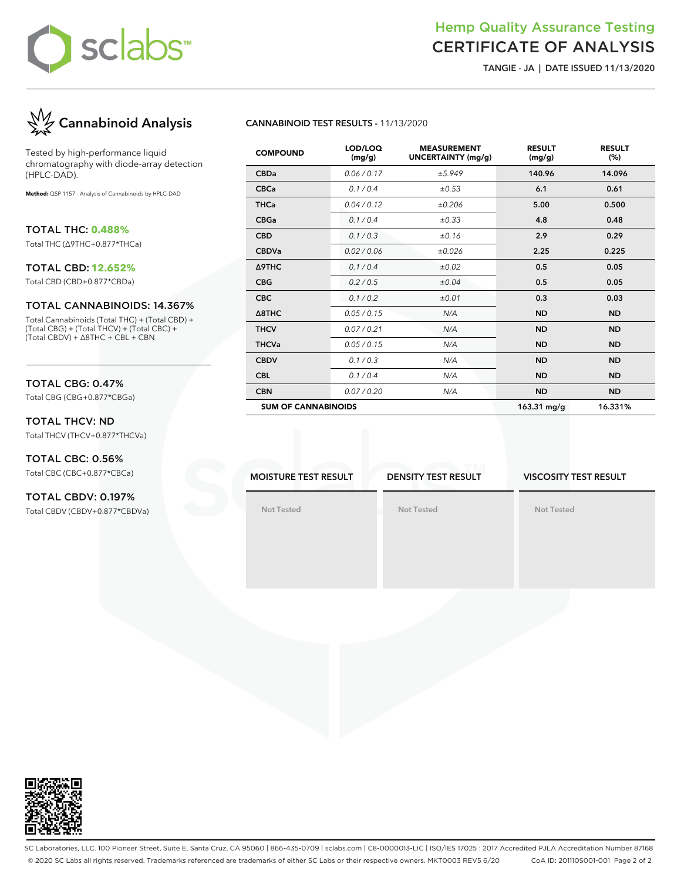# Hemp Quality Assurance Testing
# CERTIFICATE OF ANALYSIS

**TANGIE - JA | DATE ISSUED 11/13/2020**

## Cannabinoid Analysis

Tested by high-performance liquid chromatography with diode-array detection (HPLC-DAD).

**Method:** QSP 1157 - Analysis of Cannabinoids by HPLC-DAD

### TOTAL THC: 0.488%

Total THC (Δ9THC+0.877*THCa)

### TOTAL CBD: 12.652%

Total CBD (CBD+0.877*CBDa)

### TOTAL CANNABINOIDS: 14.367%

Total Cannabinoids (Total THC) + (Total CBD) + (Total CBG) + (Total THCV) + (Total CBC) + (Total CBDV) + Δ8THC + CBL + CBN

### TOTAL CBG: 0.47%

Total CBG (CBG+0.877*CBGa)

### TOTAL THCV: ND

Total THCV (THCV+0.877*THCVa)

### TOTAL CBC: 0.56%

Total CBC (CBC+0.877*CBCa)

### TOTAL CBDV: 0.197%

Total CBDV (CBDV+0.877*CBDVa)

**CANNABINOID TEST RESULTS** - 11/13/2020

| COMPOUND | LOD/LOQ (mg/g) | MEASUREMENT UNCERTAINTY (mg/g) | RESULT (mg/g) | RESULT (%) |
|---|---|---|---|---|
| CBDa | 0.06 / 0.17 | ±5.949 | 140.96 | 14.096 |
| CBCa | 0.1 / 0.4 | ±0.53 | 6.1 | 0.61 |
| THCa | 0.04 / 0.12 | ±0.206 | 5.00 | 0.500 |
| CBGa | 0.1 / 0.4 | ±0.33 | 4.8 | 0.48 |
| CBD | 0.1 / 0.3 | ±0.16 | 2.9 | 0.29 |
| CBDVa | 0.02 / 0.06 | ±0.026 | 2.25 | 0.225 |
| Δ9THC | 0.1 / 0.4 | ±0.02 | 0.5 | 0.05 |
| CBG | 0.2 / 0.5 | ±0.04 | 0.5 | 0.05 |
| CBC | 0.1 / 0.2 | ±0.01 | 0.3 | 0.03 |
| Δ8THC | 0.05 / 0.15 | N/A | ND | ND |
| THCV | 0.07 / 0.21 | N/A | ND | ND |
| THCVa | 0.05 / 0.15 | N/A | ND | ND |
| CBDV | 0.1 / 0.3 | N/A | ND | ND |
| CBL | 0.1 / 0.4 | N/A | ND | ND |
| CBN | 0.07 / 0.20 | N/A | ND | ND |
| **SUM OF CANNABINOIDS** | | | 163.31 mg/g | 16.331% |

| MOISTURE TEST RESULT | DENSITY TEST RESULT | VISCOSITY TEST RESULT |
|---|---|---|
| Not Tested | Not Tested | Not Tested |

SC Laboratories, LLC. 100 Pioneer Street, Suite E, Santa Cruz, CA 95060 | 866-435-0709 | sclabs.com | C8-0000013-LIC | ISO/IES 17025 : 2017 Accredited PJLA Accreditation Number 87168

© 2020 SC Labs all rights reserved. Trademarks referenced are trademarks of either SC Labs or their respective owners. MKT0003 REV5 6/20 CoA ID: 201110S001-001